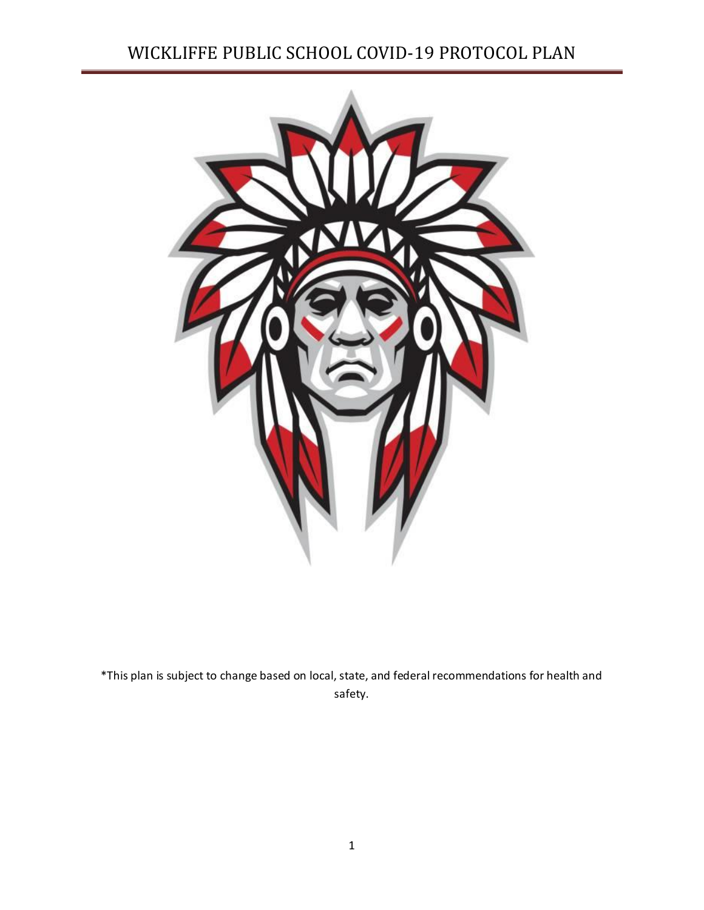# WICKLIFFE PUBLIC SCHOOL COVID-19 PROTOCOL PLAN

*This plan is subject to change based on local, state, and federal recommendations for health and safety.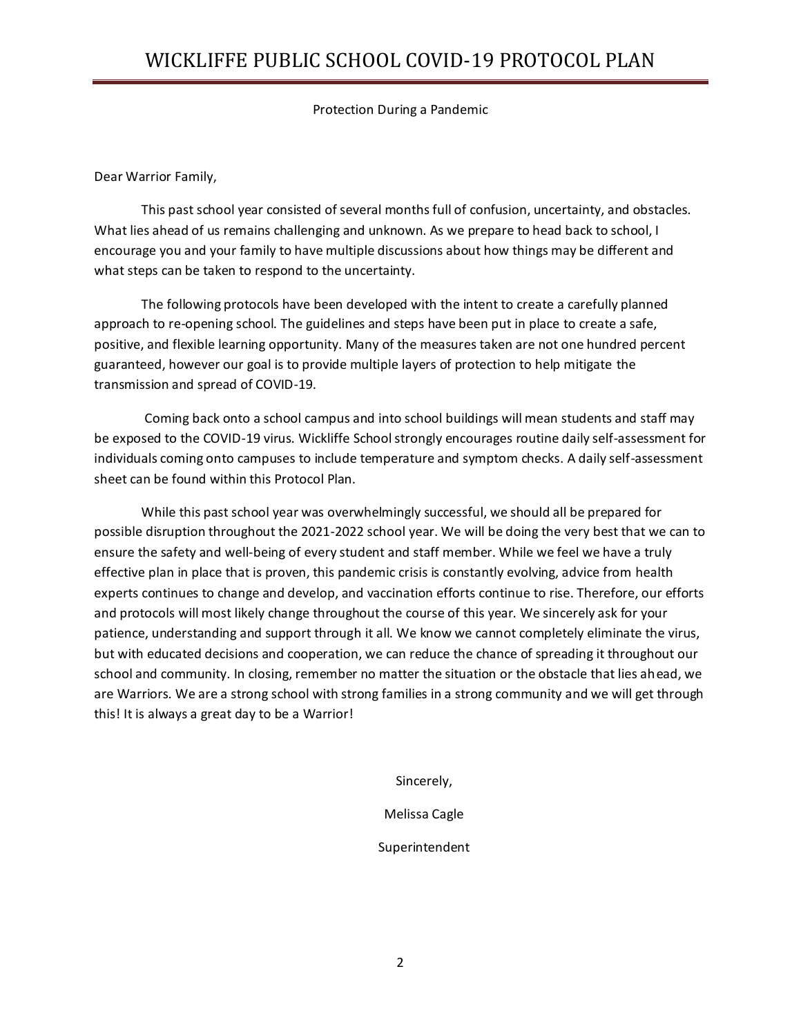# WICKLIFFE PUBLIC SCHOOL COVID-19 PROTOCOL PLAN

Protection During a Pandemic

Dear Warrior Family,

This past school year consisted of several months full of confusion, uncertainty, and obstacles. What lies ahead of us remains challenging and unknown. As we prepare to head back to school, I encourage you and your family to have multiple discussions about how things may be different and what steps can be taken to respond to the uncertainty.

The following protocols have been developed with the intent to create a carefully planned approach to re-opening school. The guidelines and steps have been put in place to create a safe, positive, and flexible learning opportunity. Many of the measures taken are not one hundred percent guaranteed, however our goal is to provide multiple layers of protection to help mitigate the transmission and spread of COVID-19.

Coming back onto a school campus and into school buildings will mean students and staff may be exposed to the COVID-19 virus. Wickliffe School strongly encourages routine daily self-assessment for individuals coming onto campuses to include temperature and symptom checks. A daily self-assessment sheet can be found within this Protocol Plan.

While this past school year was overwhelmingly successful, we should all be prepared for possible disruption throughout the 2021-2022 school year. We will be doing the very best that we can to ensure the safety and well-being of every student and staff member. While we feel we have a truly effective plan in place that is proven, this pandemic crisis is constantly evolving, advice from health experts continues to change and develop, and vaccination efforts continue to rise. Therefore, our efforts and protocols will most likely change throughout the course of this year. We sincerely ask for your patience, understanding and support through it all. We know we cannot completely eliminate the virus, but with educated decisions and cooperation, we can reduce the chance of spreading it throughout our school and community. In closing, remember no matter the situation or the obstacle that lies ahead, we are Warriors. We are a strong school with strong families in a strong community and we will get through this! It is always a great day to be a Warrior!

Sincerely,

Melissa Cagle

Superintendent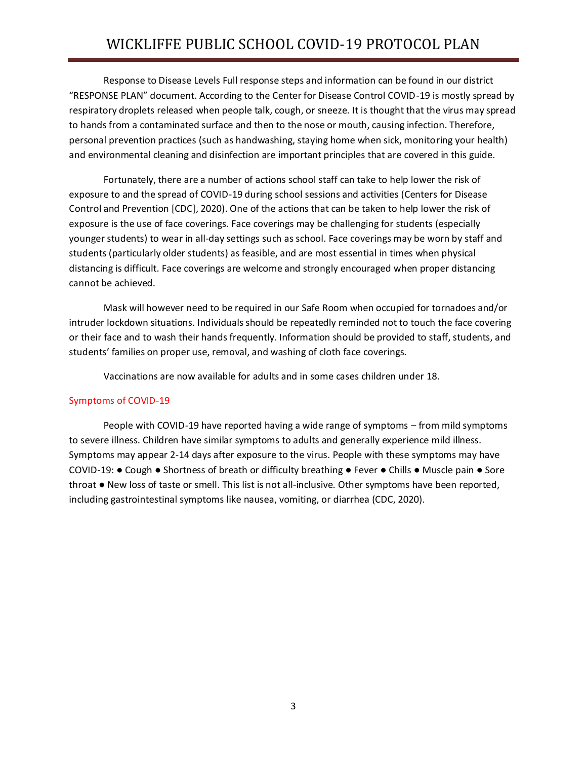Response to Disease Levels Full response steps and information can be found in our district "RESPONSE PLAN" document. According to the Center for Disease Control COVID-19 is mostly spread by respiratory droplets released when people talk, cough, or sneeze. It is thought that the virus may spread to hands from a contaminated surface and then to the nose or mouth, causing infection. Therefore, personal prevention practices (such as handwashing, staying home when sick, monitoring your health) and environmental cleaning and disinfection are important principles that are covered in this guide.

Fortunately, there are a number of actions school staff can take to help lower the risk of exposure to and the spread of COVID-19 during school sessions and activities (Centers for Disease Control and Prevention [CDC], 2020). One of the actions that can be taken to help lower the risk of exposure is the use of face coverings. Face coverings may be challenging for students (especially younger students) to wear in all-day settings such as school. Face coverings may be worn by staff and students (particularly older students) as feasible, and are most essential in times when physical distancing is difficult. Face coverings are welcome and strongly encouraged when proper distancing cannot be achieved.

Mask will however need to be required in our Safe Room when occupied for tornadoes and/or intruder lockdown situations. Individuals should be repeatedly reminded not to touch the face covering or their face and to wash their hands frequently. Information should be provided to staff, students, and students' families on proper use, removal, and washing of cloth face coverings.

Vaccinations are now available for adults and in some cases children under 18.

## Symptoms of COVID-19

People with COVID-19 have reported having a wide range of symptoms – from mild symptoms to severe illness. Children have similar symptoms to adults and generally experience mild illness. Symptoms may appear 2-14 days after exposure to the virus. People with these symptoms may have COVID-19: ● Cough ● Shortness of breath or difficulty breathing ● Fever ● Chills ● Muscle pain ● Sore throat ● New loss of taste or smell. This list is not all-inclusive. Other symptoms have been reported, including gastrointestinal symptoms like nausea, vomiting, or diarrhea (CDC, 2020).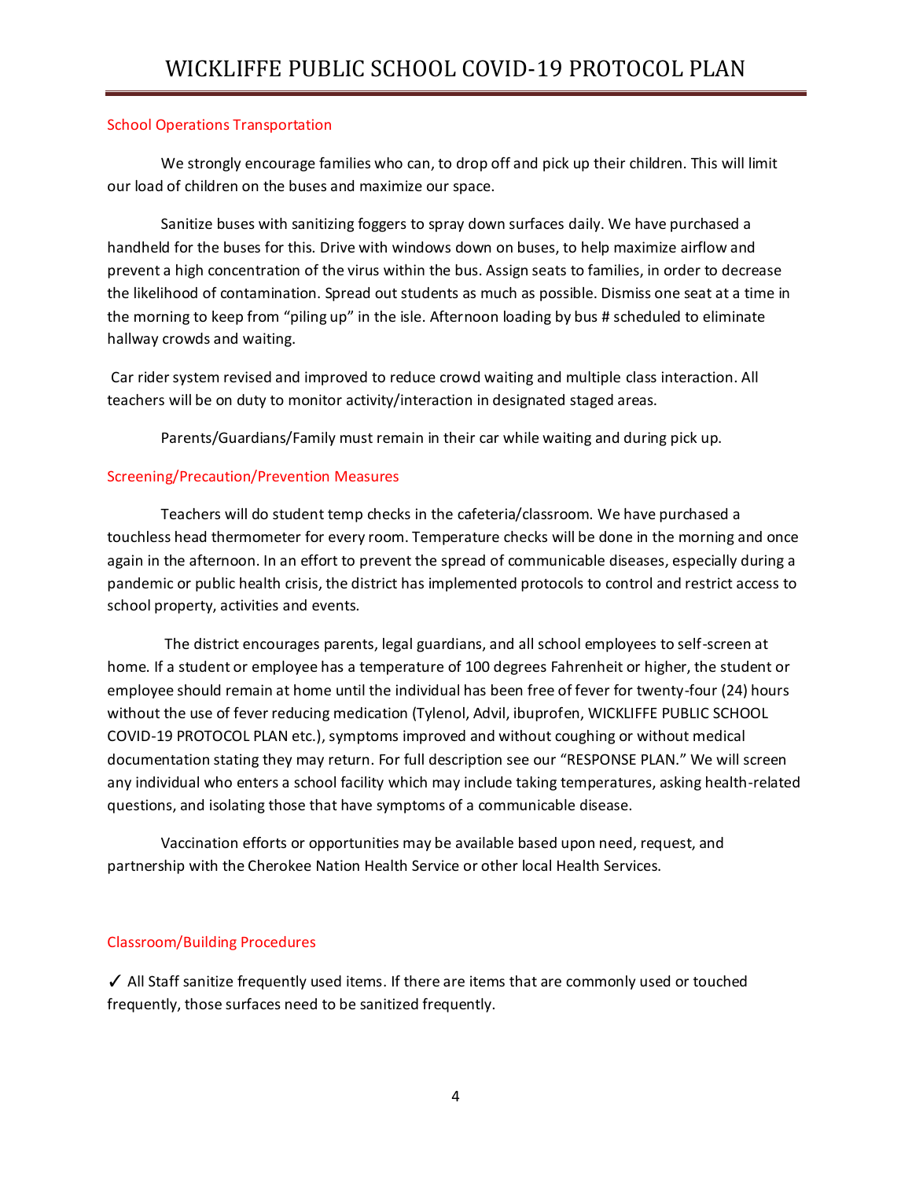## School Operations Transportation

We strongly encourage families who can, to drop off and pick up their children. This will limit our load of children on the buses and maximize our space.

Sanitize buses with sanitizing foggers to spray down surfaces daily. We have purchased a handheld for the buses for this. Drive with windows down on buses, to help maximize airflow and prevent a high concentration of the virus within the bus. Assign seats to families, in order to decrease the likelihood of contamination. Spread out students as much as possible. Dismiss one seat at a time in the morning to keep from "piling up" in the isle. Afternoon loading by bus # scheduled to eliminate hallway crowds and waiting.

Car rider system revised and improved to reduce crowd waiting and multiple class interaction. All teachers will be on duty to monitor activity/interaction in designated staged areas.

Parents/Guardians/Family must remain in their car while waiting and during pick up.

## Screening/Precaution/Prevention Measures

Teachers will do student temp checks in the cafeteria/classroom. We have purchased a touchless head thermometer for every room. Temperature checks will be done in the morning and once again in the afternoon. In an effort to prevent the spread of communicable diseases, especially during a pandemic or public health crisis, the district has implemented protocols to control and restrict access to school property, activities and events.

The district encourages parents, legal guardians, and all school employees to self-screen at home. If a student or employee has a temperature of 100 degrees Fahrenheit or higher, the student or employee should remain at home until the individual has been free of fever for twenty-four (24) hours without the use of fever reducing medication (Tylenol, Advil, ibuprofen, WICKLIFFE PUBLIC SCHOOL COVID-19 PROTOCOL PLAN etc.), symptoms improved and without coughing or without medical documentation stating they may return. For full description see our "RESPONSE PLAN." We will screen any individual who enters a school facility which may include taking temperatures, asking health-related questions, and isolating those that have symptoms of a communicable disease.

Vaccination efforts or opportunities may be available based upon need, request, and partnership with the Cherokee Nation Health Service or other local Health Services.

## Classroom/Building Procedures

✓ All Staff sanitize frequently used items. If there are items that are commonly used or touched frequently, those surfaces need to be sanitized frequently.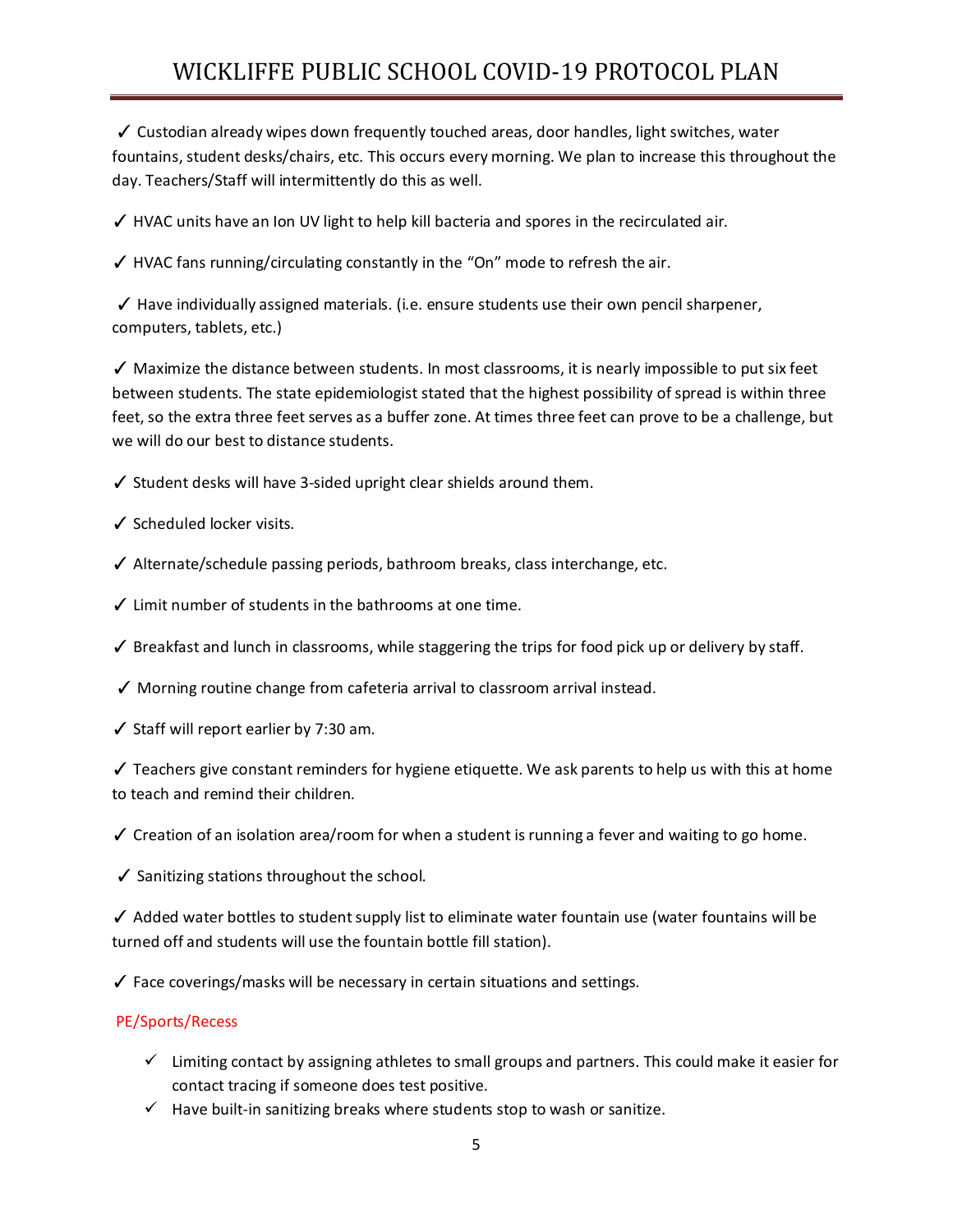✓ Custodian already wipes down frequently touched areas, door handles, light switches, water fountains, student desks/chairs, etc. This occurs every morning. We plan to increase this throughout the day. Teachers/Staff will intermittently do this as well.

✓ HVAC units have an Ion UV light to help kill bacteria and spores in the recirculated air.

✓ HVAC fans running/circulating constantly in the "On" mode to refresh the air.

✓ Have individually assigned materials. (i.e. ensure students use their own pencil sharpener, computers, tablets, etc.)

✓ Maximize the distance between students. In most classrooms, it is nearly impossible to put six feet between students. The state epidemiologist stated that the highest possibility of spread is within three feet, so the extra three feet serves as a buffer zone. At times three feet can prove to be a challenge, but we will do our best to distance students.

✓ Student desks will have 3-sided upright clear shields around them.

✓ Scheduled locker visits.

✓ Alternate/schedule passing periods, bathroom breaks, class interchange, etc.

✓ Limit number of students in the bathrooms at one time.

✓ Breakfast and lunch in classrooms, while staggering the trips for food pick up or delivery by staff.

✓ Morning routine change from cafeteria arrival to classroom arrival instead.

✓ Staff will report earlier by 7:30 am.

✓ Teachers give constant reminders for hygiene etiquette. We ask parents to help us with this at home to teach and remind their children.

✓ Creation of an isolation area/room for when a student is running a fever and waiting to go home.

✓ Sanitizing stations throughout the school.

✓ Added water bottles to student supply list to eliminate water fountain use (water fountains will be turned off and students will use the fountain bottle fill station).

✓ Face coverings/masks will be necessary in certain situations and settings.

## PE/Sports/Recess

- ✓ Limiting contact by assigning athletes to small groups and partners. This could make it easier for contact tracing if someone does test positive.
- ✓ Have built-in sanitizing breaks where students stop to wash or sanitize.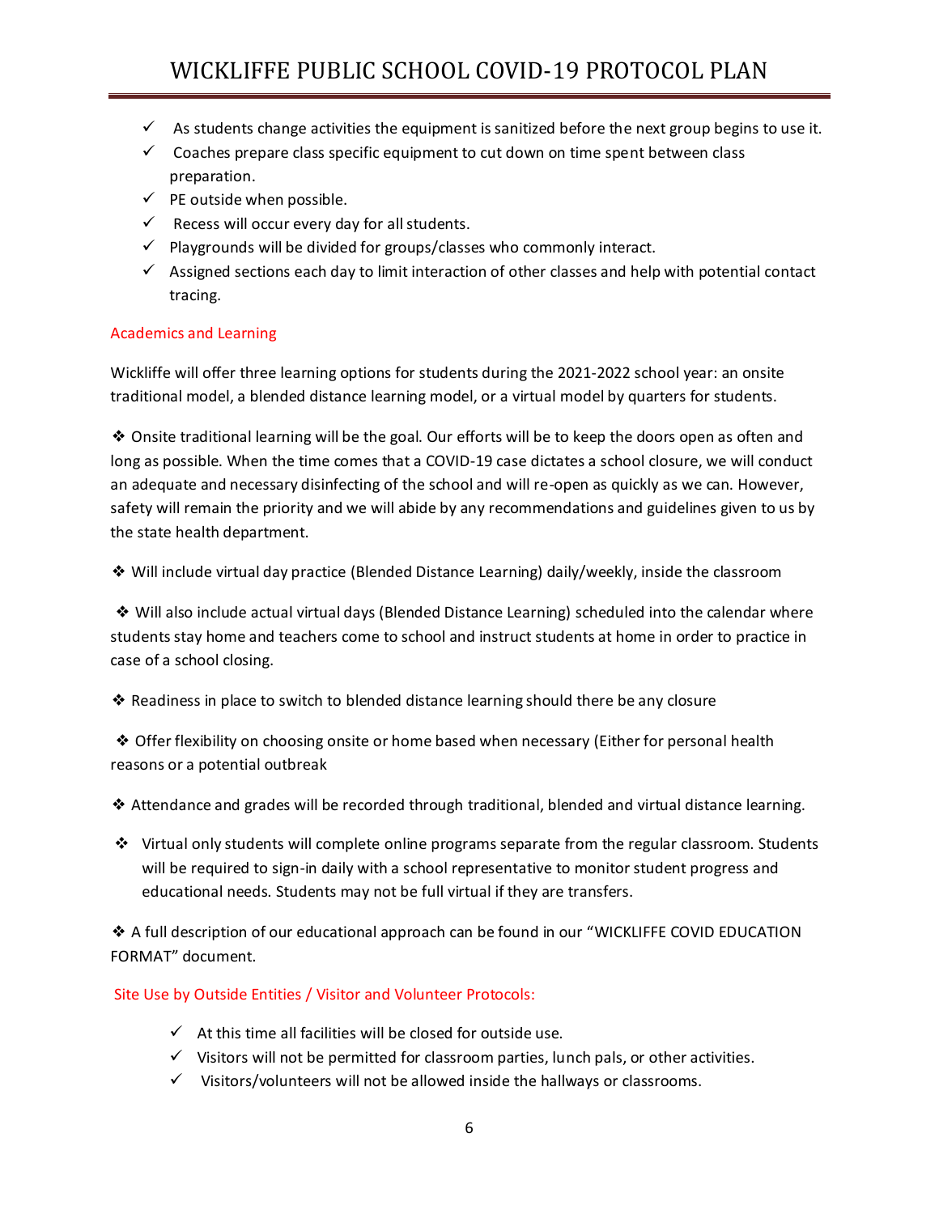- ✓ As students change activities the equipment is sanitized before the next group begins to use it.
- ✓ Coaches prepare class specific equipment to cut down on time spent between class preparation.
- ✓ PE outside when possible.
- ✓ Recess will occur every day for all students.
- ✓ Playgrounds will be divided for groups/classes who commonly interact.
- ✓ Assigned sections each day to limit interaction of other classes and help with potential contact tracing.

## Academics and Learning

Wickliffe will offer three learning options for students during the 2021-2022 school year: an onsite traditional model, a blended distance learning model, or a virtual model by quarters for students.

❖ Onsite traditional learning will be the goal. Our efforts will be to keep the doors open as often and long as possible. When the time comes that a COVID-19 case dictates a school closure, we will conduct an adequate and necessary disinfecting of the school and will re-open as quickly as we can. However, safety will remain the priority and we will abide by any recommendations and guidelines given to us by the state health department.

❖ Will include virtual day practice (Blended Distance Learning) daily/weekly, inside the classroom

❖ Will also include actual virtual days (Blended Distance Learning) scheduled into the calendar where students stay home and teachers come to school and instruct students at home in order to practice in case of a school closing.

❖ Readiness in place to switch to blended distance learning should there be any closure

❖ Offer flexibility on choosing onsite or home based when necessary (Either for personal health reasons or a potential outbreak

❖ Attendance and grades will be recorded through traditional, blended and virtual distance learning.

❖ Virtual only students will complete online programs separate from the regular classroom. Students will be required to sign-in daily with a school representative to monitor student progress and educational needs. Students may not be full virtual if they are transfers.

❖ A full description of our educational approach can be found in our "WICKLIFFE COVID EDUCATION FORMAT" document.

## Site Use by Outside Entities / Visitor and Volunteer Protocols:

- ✓ At this time all facilities will be closed for outside use.
- ✓ Visitors will not be permitted for classroom parties, lunch pals, or other activities.
- ✓ Visitors/volunteers will not be allowed inside the hallways or classrooms.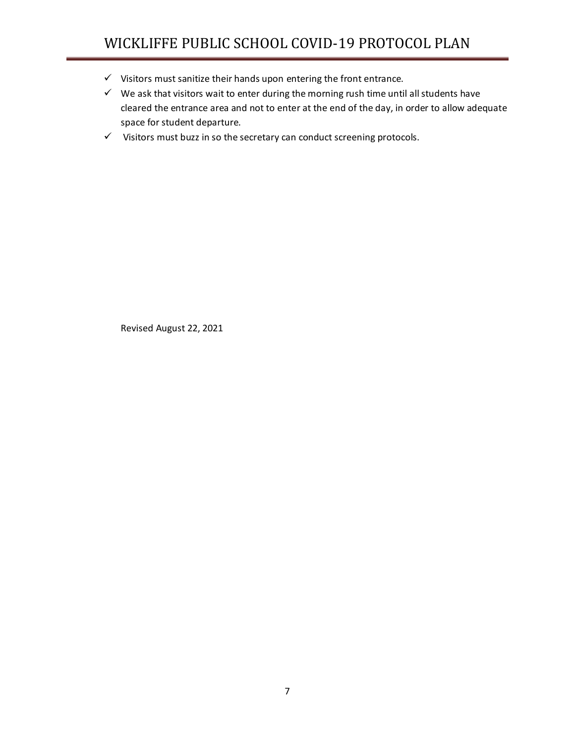- ✓ Visitors must sanitize their hands upon entering the front entrance.
- ✓ We ask that visitors wait to enter during the morning rush time until all students have cleared the entrance area and not to enter at the end of the day, in order to allow adequate space for student departure.
- ✓ Visitors must buzz in so the secretary can conduct screening protocols.

Revised August 22, 2021